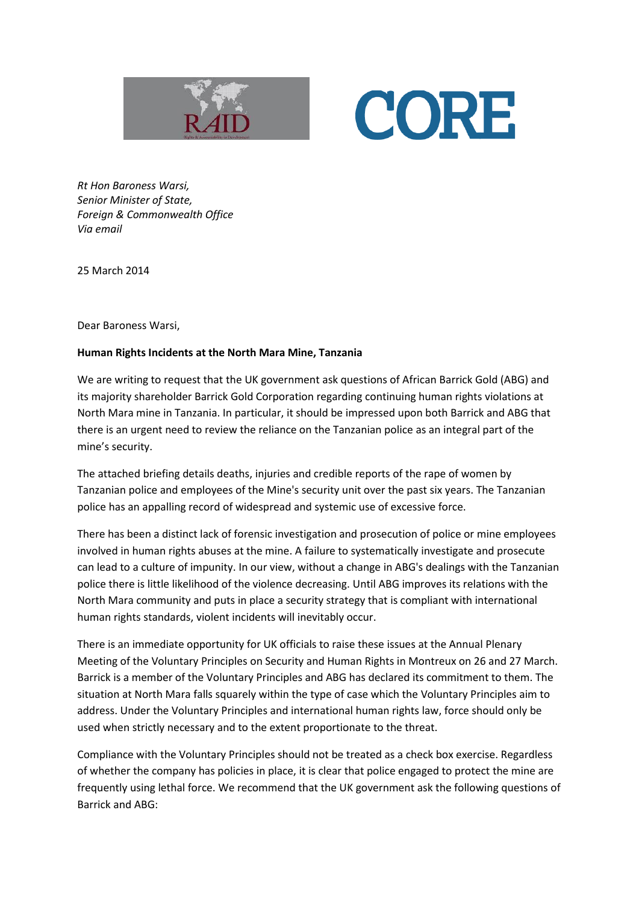*Rt Hon Baroness Warsi,*
*Senior Minister of State,*
*Foreign & Commonwealth Office*
*Via email*

25 March 2014

Dear Baroness Warsi,

**Human Rights Incidents at the North Mara Mine, Tanzania**

We are writing to request that the UK government ask questions of African Barrick Gold (ABG) and its majority shareholder Barrick Gold Corporation regarding continuing human rights violations at North Mara mine in Tanzania. In particular, it should be impressed upon both Barrick and ABG that there is an urgent need to review the reliance on the Tanzanian police as an integral part of the mine's security.

The attached briefing details deaths, injuries and credible reports of the rape of women by Tanzanian police and employees of the Mine's security unit over the past six years. The Tanzanian police has an appalling record of widespread and systemic use of excessive force.

There has been a distinct lack of forensic investigation and prosecution of police or mine employees involved in human rights abuses at the mine. A failure to systematically investigate and prosecute can lead to a culture of impunity. In our view, without a change in ABG's dealings with the Tanzanian police there is little likelihood of the violence decreasing. Until ABG improves its relations with the North Mara community and puts in place a security strategy that is compliant with international human rights standards, violent incidents will inevitably occur.

There is an immediate opportunity for UK officials to raise these issues at the Annual Plenary Meeting of the Voluntary Principles on Security and Human Rights in Montreux on 26 and 27 March. Barrick is a member of the Voluntary Principles and ABG has declared its commitment to them. The situation at North Mara falls squarely within the type of case which the Voluntary Principles aim to address. Under the Voluntary Principles and international human rights law, force should only be used when strictly necessary and to the extent proportionate to the threat.

Compliance with the Voluntary Principles should not be treated as a check box exercise. Regardless of whether the company has policies in place, it is clear that police engaged to protect the mine are frequently using lethal force. We recommend that the UK government ask the following questions of Barrick and ABG: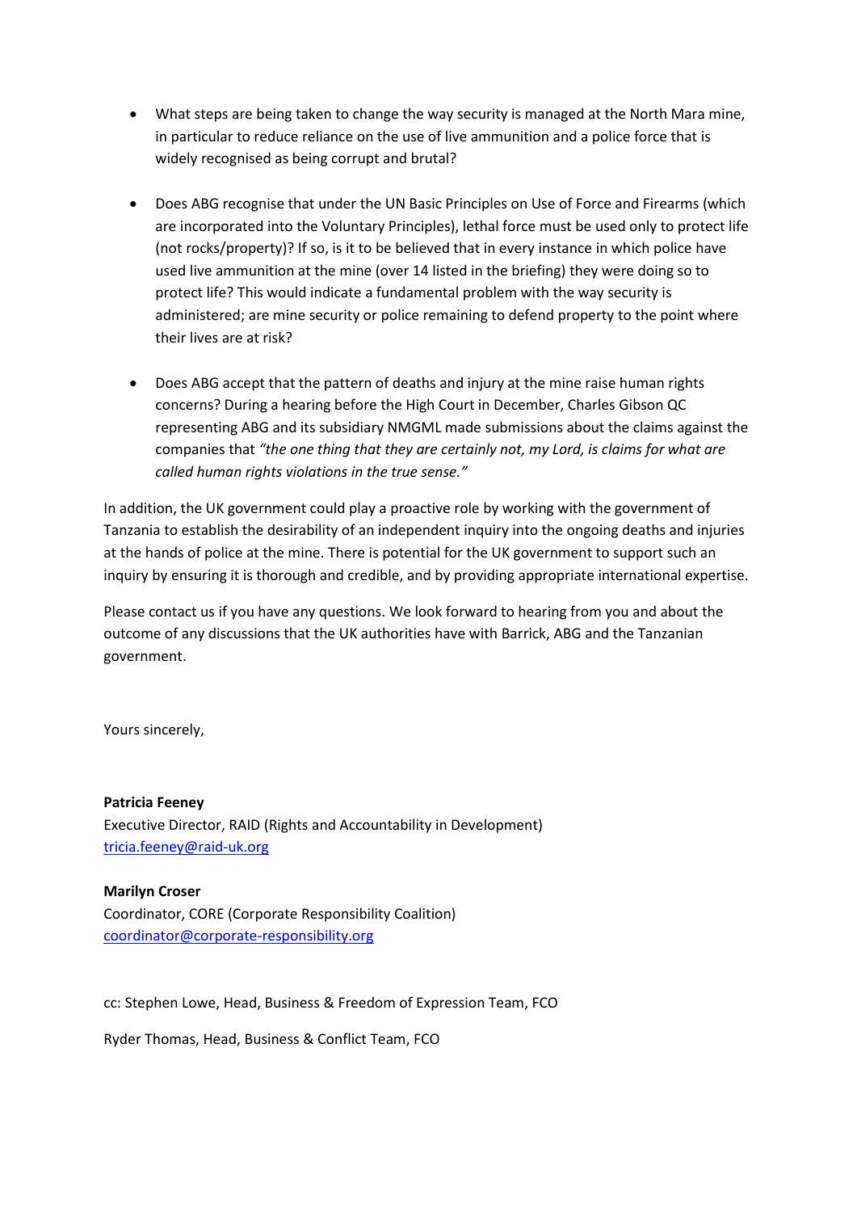- What steps are being taken to change the way security is managed at the North Mara mine, in particular to reduce reliance on the use of live ammunition and a police force that is widely recognised as being corrupt and brutal?

- Does ABG recognise that under the UN Basic Principles on Use of Force and Firearms (which are incorporated into the Voluntary Principles), lethal force must be used only to protect life (not rocks/property)? If so, is it to be believed that in every instance in which police have used live ammunition at the mine (over 14 listed in the briefing) they were doing so to protect life? This would indicate a fundamental problem with the way security is administered; are mine security or police remaining to defend property to the point where their lives are at risk?

- Does ABG accept that the pattern of deaths and injury at the mine raise human rights concerns? During a hearing before the High Court in December, Charles Gibson QC representing ABG and its subsidiary NMGML made submissions about the claims against the companies that *"the one thing that they are certainly not, my Lord, is claims for what are called human rights violations in the true sense."*

In addition, the UK government could play a proactive role by working with the government of Tanzania to establish the desirability of an independent inquiry into the ongoing deaths and injuries at the hands of police at the mine. There is potential for the UK government to support such an inquiry by ensuring it is thorough and credible, and by providing appropriate international expertise.

Please contact us if you have any questions. We look forward to hearing from you and about the outcome of any discussions that the UK authorities have with Barrick, ABG and the Tanzanian government.

Yours sincerely,

**Patricia Feeney**
Executive Director, RAID (Rights and Accountability in Development)
tricia.feeney@raid-uk.org

**Marilyn Croser**
Coordinator, CORE (Corporate Responsibility Coalition)
coordinator@corporate-responsibility.org

cc: Stephen Lowe, Head, Business & Freedom of Expression Team, FCO

Ryder Thomas, Head, Business & Conflict Team, FCO